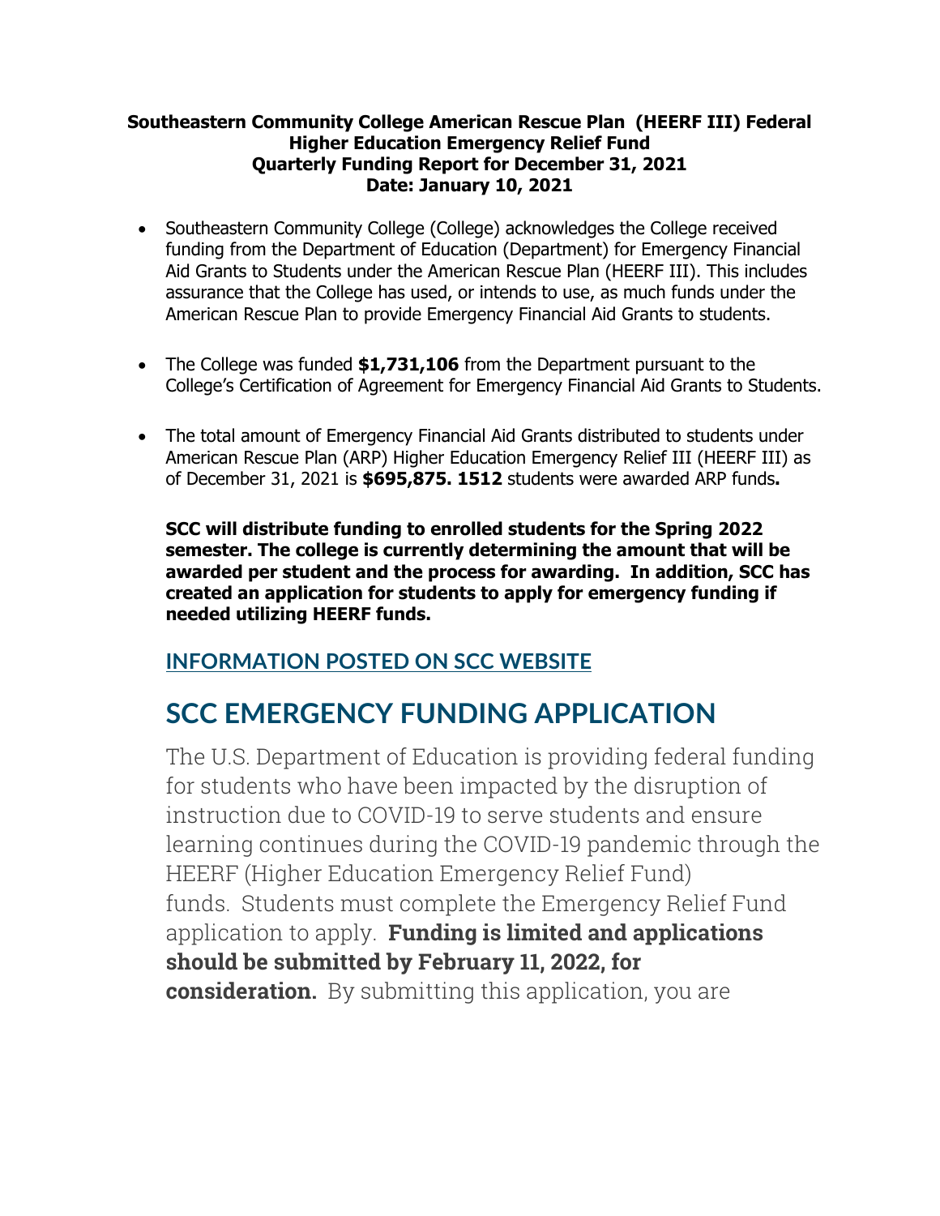**Southeastern Community College American Rescue Plan (HEERF III) Federal Higher Education Emergency Relief Fund**
**Quarterly Funding Report for December 31, 2021**
**Date: January 10, 2021**

- Southeastern Community College (College) acknowledges the College received funding from the Department of Education (Department) for Emergency Financial Aid Grants to Students under the American Rescue Plan (HEERF III). This includes assurance that the College has used, or intends to use, as much funds under the American Rescue Plan to provide Emergency Financial Aid Grants to students.

- The College was funded **$1,731,106** from the Department pursuant to the College's Certification of Agreement for Emergency Financial Aid Grants to Students.

- The total amount of Emergency Financial Aid Grants distributed to students under American Rescue Plan (ARP) Higher Education Emergency Relief III (HEERF III) as of December 31, 2021 is **$695,875. 1512** students were awarded ARP funds**.**

  **SCC will distribute funding to enrolled students for the Spring 2022 semester. The college is currently determining the amount that will be awarded per student and the process for awarding. In addition, SCC has created an application for students to apply for emergency funding if needed utilizing HEERF funds.**

### INFORMATION POSTED ON SCC WEBSITE

## SCC EMERGENCY FUNDING APPLICATION

The U.S. Department of Education is providing federal funding for students who have been impacted by the disruption of instruction due to COVID-19 to serve students and ensure learning continues during the COVID-19 pandemic through the HEERF (Higher Education Emergency Relief Fund) funds. Students must complete the Emergency Relief Fund application to apply. **Funding is limited and applications should be submitted by February 11, 2022, for consideration.** By submitting this application, you are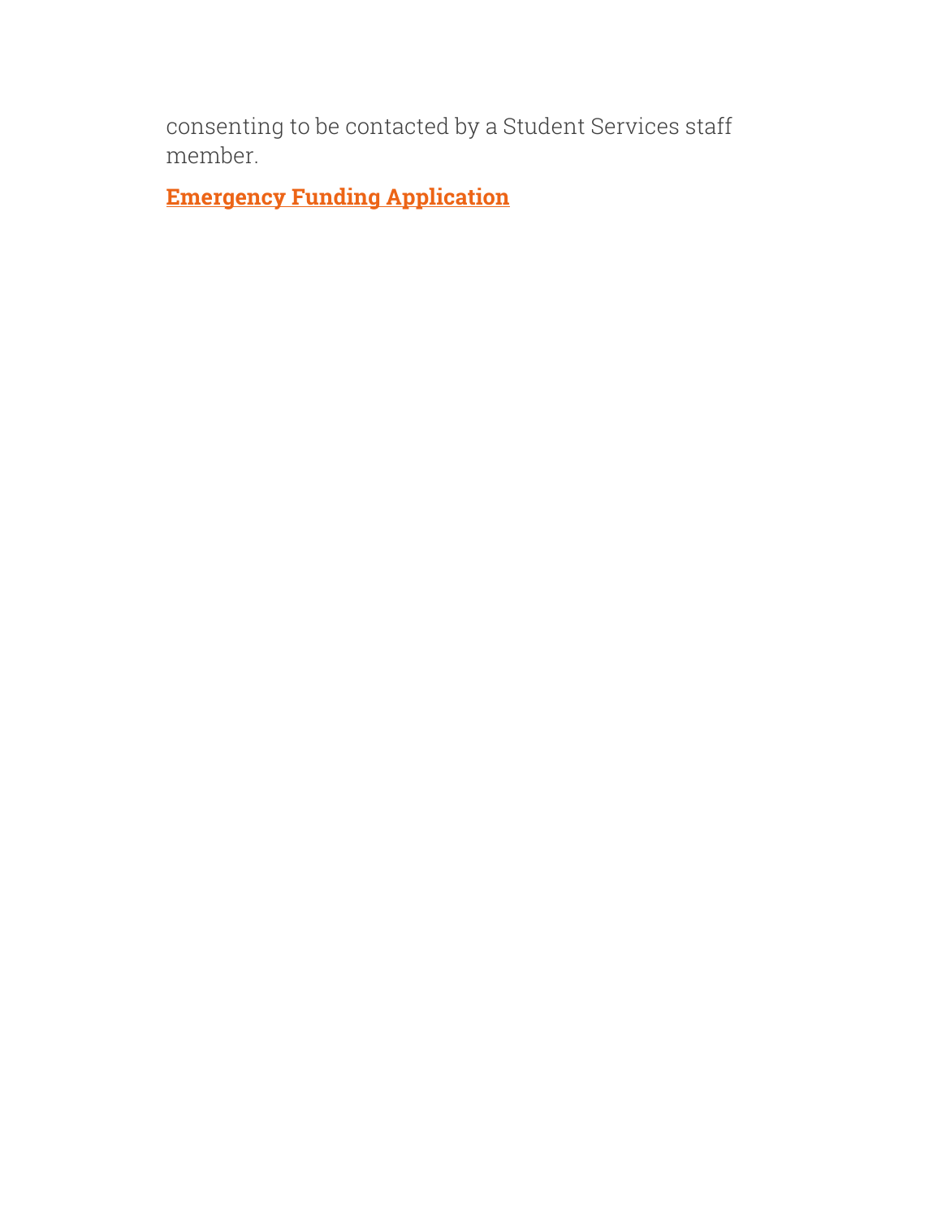consenting to be contacted by a Student Services staff member.

**Emergency Funding Application**